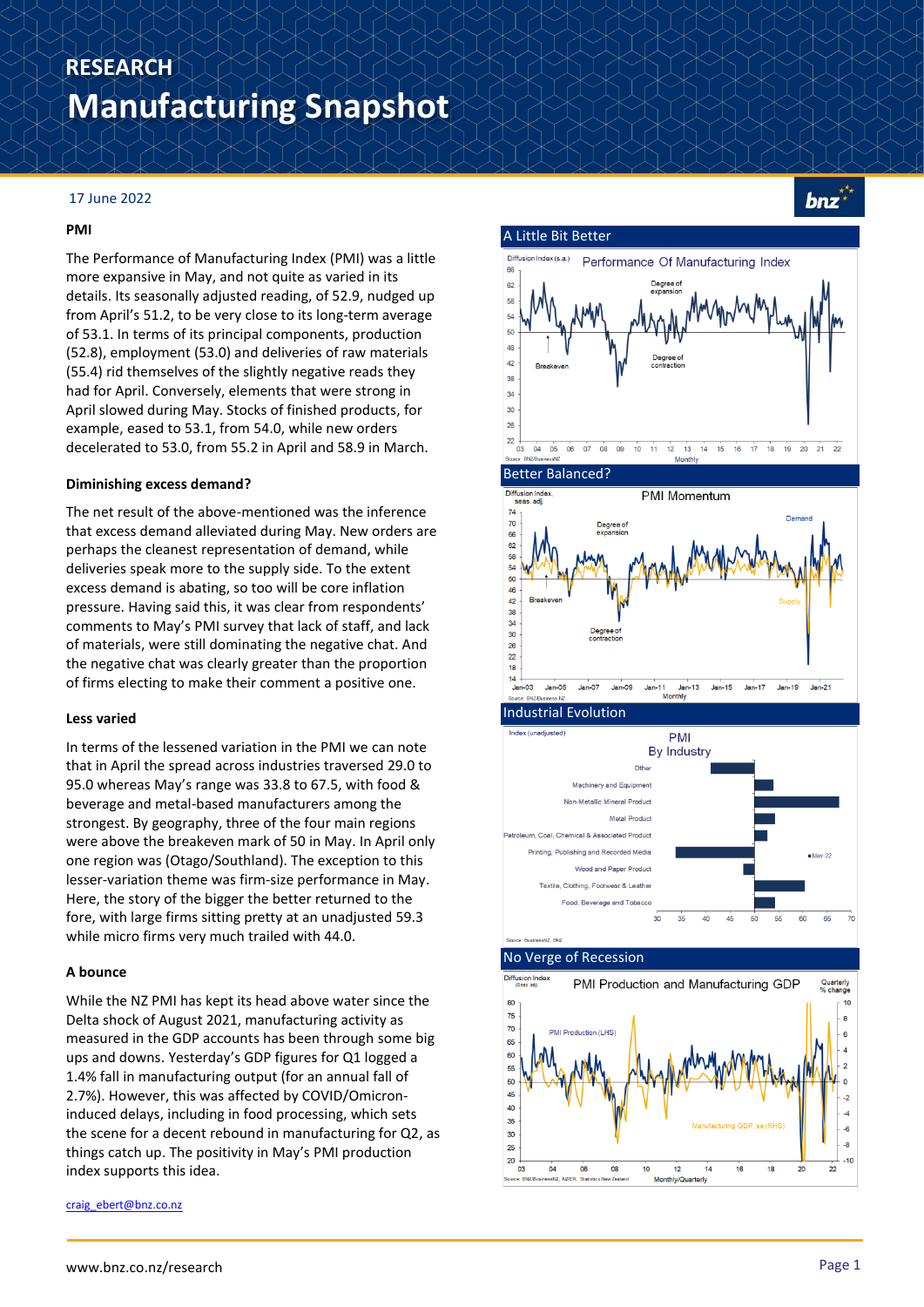# RESEARCH
# Manufacturing Snapshot

17 June 2022

### PMI

The Performance of Manufacturing Index (PMI) was a little more expansive in May, and not quite as varied in its details. Its seasonally adjusted reading, of 52.9, nudged up from April's 51.2, to be very close to its long-term average of 53.1. In terms of its principal components, production (52.8), employment (53.0) and deliveries of raw materials (55.4) rid themselves of the slightly negative reads they had for April. Conversely, elements that were strong in April slowed during May. Stocks of finished products, for example, eased to 53.1, from 54.0, while new orders decelerated to 53.0, from 55.2 in April and 58.9 in March.

### Diminishing excess demand?

The net result of the above-mentioned was the inference that excess demand alleviated during May. New orders are perhaps the cleanest representation of demand, while deliveries speak more to the supply side. To the extent excess demand is abating, so too will be core inflation pressure. Having said this, it was clear from respondents' comments to May's PMI survey that lack of staff, and lack of materials, were still dominating the negative chat. And the negative chat was clearly greater than the proportion of firms electing to make their comment a positive one.

### Less varied

In terms of the lessened variation in the PMI we can note that in April the spread across industries traversed 29.0 to 95.0 whereas May's range was 33.8 to 67.5, with food & beverage and metal-based manufacturers among the strongest. By geography, three of the four main regions were above the breakeven mark of 50 in May. In April only one region was (Otago/Southland). The exception to this lesser-variation theme was firm-size performance in May. Here, the story of the bigger the better returned to the fore, with large firms sitting pretty at an unadjusted 59.3 while micro firms very much trailed with 44.0.

### A bounce

While the NZ PMI has kept its head above water since the Delta shock of August 2021, manufacturing activity as measured in the GDP accounts has been through some big ups and downs. Yesterday's GDP figures for Q1 logged a 1.4% fall in manufacturing output (for an annual fall of 2.7%). However, this was affected by COVID/Omicron-induced delays, including in food processing, which sets the scene for a decent rebound in manufacturing for Q2, as things catch up. The positivity in May's PMI production index supports this idea.

craig_ebert@bnz.co.nz

### A Little Bit Better

### Better Balanced?

### Industrial Evolution

### No Verge of Recession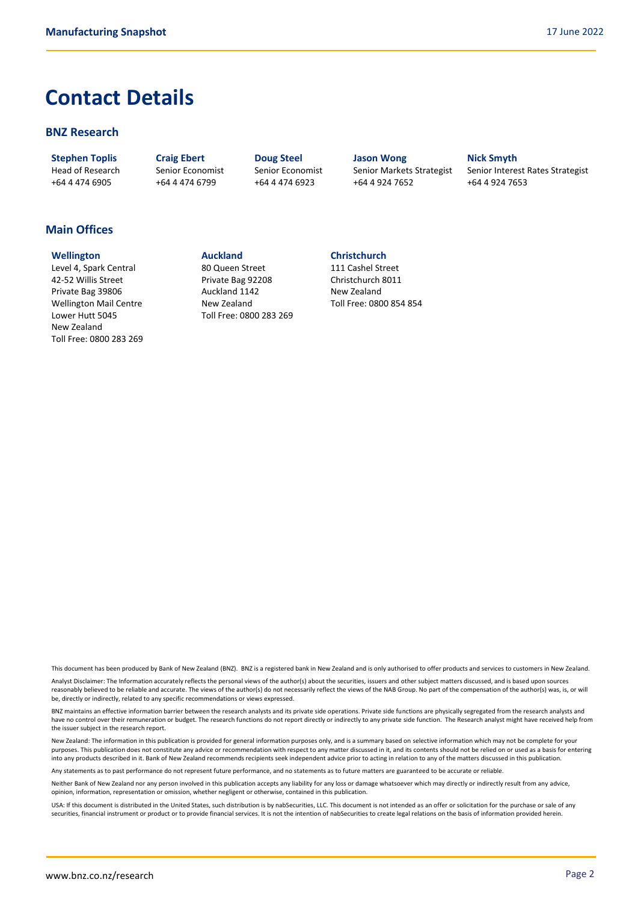# Contact Details

## BNZ Research

**Stephen Toplis**
Head of Research
+64 4 474 6905

**Craig Ebert**
Senior Economist
+64 4 474 6799

**Doug Steel**
Senior Economist
+64 4 474 6923

**Jason Wong**
Senior Markets Strategist
+64 4 924 7652

**Nick Smyth**
Senior Interest Rates Strategist
+64 4 924 7653

## Main Offices

**Wellington**
Level 4, Spark Central
42-52 Willis Street
Private Bag 39806
Wellington Mail Centre
Lower Hutt 5045
New Zealand
Toll Free: 0800 283 269

**Auckland**
80 Queen Street
Private Bag 92208
Auckland 1142
New Zealand
Toll Free: 0800 283 269

**Christchurch**
111 Cashel Street
Christchurch 8011
New Zealand
Toll Free: 0800 854 854

This document has been produced by Bank of New Zealand (BNZ). BNZ is a registered bank in New Zealand and is only authorised to offer products and services to customers in New Zealand.

Analyst Disclaimer: The Information accurately reflects the personal views of the author(s) about the securities, issuers and other subject matters discussed, and is based upon sources reasonably believed to be reliable and accurate. The views of the author(s) do not necessarily reflect the views of the NAB Group. No part of the compensation of the author(s) was, is, or will be, directly or indirectly, related to any specific recommendations or views expressed.

BNZ maintains an effective information barrier between the research analysts and its private side operations. Private side functions are physically segregated from the research analysts and have no control over their remuneration or budget. The research functions do not report directly or indirectly to any private side function. The Research analyst might have received help from the issuer subject in the research report.

New Zealand: The information in this publication is provided for general information purposes only, and is a summary based on selective information which may not be complete for your purposes. This publication does not constitute any advice or recommendation with respect to any matter discussed in it, and its contents should not be relied on or used as a basis for entering into any products described in it. Bank of New Zealand recommends recipients seek independent advice prior to acting in relation to any of the matters discussed in this publication.

Any statements as to past performance do not represent future performance, and no statements as to future matters are guaranteed to be accurate or reliable.

Neither Bank of New Zealand nor any person involved in this publication accepts any liability for any loss or damage whatsoever which may directly or indirectly result from any advice, opinion, information, representation or omission, whether negligent or otherwise, contained in this publication.

USA: If this document is distributed in the United States, such distribution is by nabSecurities, LLC. This document is not intended as an offer or solicitation for the purchase or sale of any securities, financial instrument or product or to provide financial services. It is not the intention of nabSecurities to create legal relations on the basis of information provided herein.